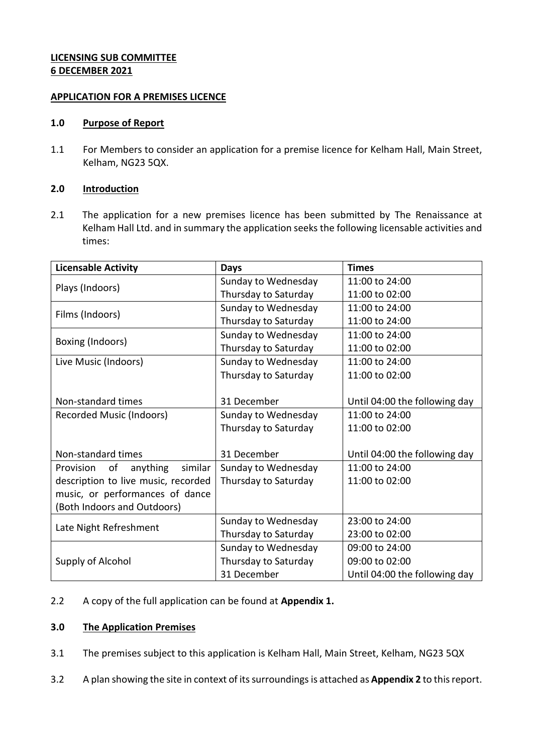**LICENSING SUB COMMITTEE**
**6 DECEMBER 2021**

**APPLICATION FOR A PREMISES LICENCE**

## 1.0 Purpose of Report

1.1 For Members to consider an application for a premise licence for Kelham Hall, Main Street, Kelham, NG23 5QX.

## 2.0 Introduction

2.1 The application for a new premises licence has been submitted by The Renaissance at Kelham Hall Ltd. and in summary the application seeks the following licensable activities and times:

| Licensable Activity | Days | Times |
|---|---|---|
| Plays (Indoors) | Sunday to Wednesday<br>Thursday to Saturday | 11:00 to 24:00<br>11:00 to 02:00 |
| Films (Indoors) | Sunday to Wednesday<br>Thursday to Saturday | 11:00 to 24:00<br>11:00 to 24:00 |
| Boxing (Indoors) | Sunday to Wednesday<br>Thursday to Saturday | 11:00 to 24:00<br>11:00 to 02:00 |
| Live Music (Indoors)<br><br>Non-standard times | Sunday to Wednesday<br>Thursday to Saturday<br><br>31 December | 11:00 to 24:00<br>11:00 to 02:00<br><br>Until 04:00 the following day |
| Recorded Music (Indoors)<br><br>Non-standard times | Sunday to Wednesday<br>Thursday to Saturday<br><br>31 December | 11:00 to 24:00<br>11:00 to 02:00<br><br>Until 04:00 the following day |
| Provision of anything similar description to live music, recorded music, or performances of dance (Both Indoors and Outdoors) | Sunday to Wednesday<br>Thursday to Saturday | 11:00 to 24:00<br>11:00 to 02:00 |
| Late Night Refreshment | Sunday to Wednesday<br>Thursday to Saturday | 23:00 to 24:00<br>23:00 to 02:00 |
| Supply of Alcohol | Sunday to Wednesday<br>Thursday to Saturday<br>31 December | 09:00 to 24:00<br>09:00 to 02:00<br>Until 04:00 the following day |

2.2 A copy of the full application can be found at **Appendix 1.**

## 3.0 The Application Premises

3.1 The premises subject to this application is Kelham Hall, Main Street, Kelham, NG23 5QX

3.2 A plan showing the site in context of its surroundings is attached as **Appendix 2** to this report.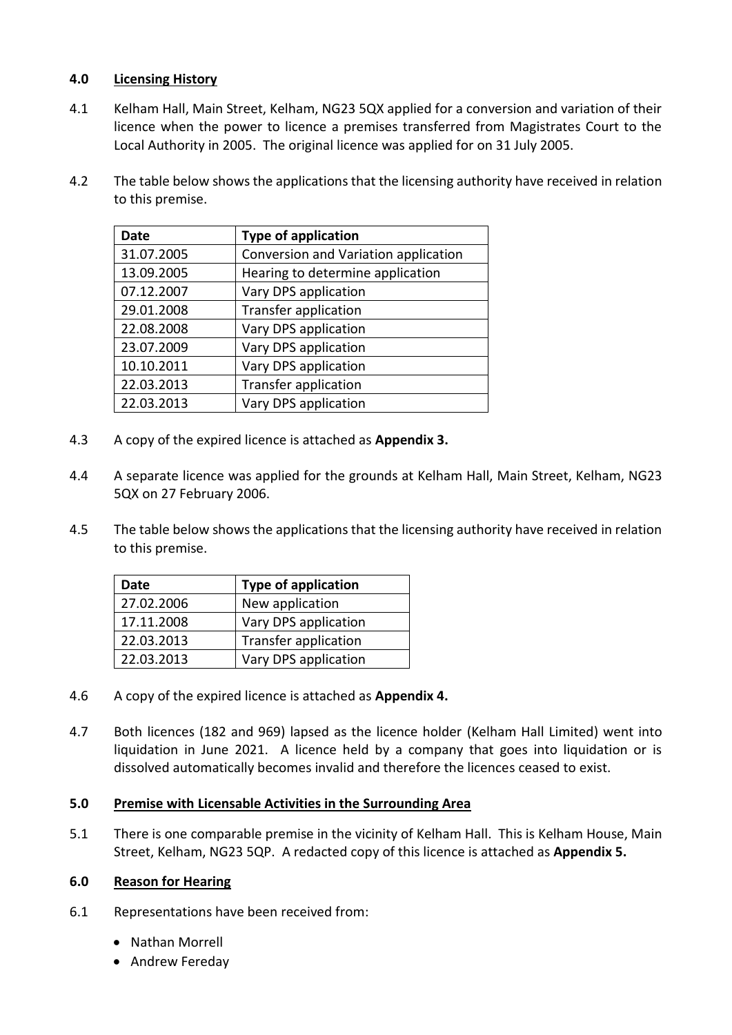## 4.0 Licensing History

4.1 Kelham Hall, Main Street, Kelham, NG23 5QX applied for a conversion and variation of their licence when the power to licence a premises transferred from Magistrates Court to the Local Authority in 2005. The original licence was applied for on 31 July 2005.

4.2 The table below shows the applications that the licensing authority have received in relation to this premise.

| Date | Type of application |
|---|---|
| 31.07.2005 | Conversion and Variation application |
| 13.09.2005 | Hearing to determine application |
| 07.12.2007 | Vary DPS application |
| 29.01.2008 | Transfer application |
| 22.08.2008 | Vary DPS application |
| 23.07.2009 | Vary DPS application |
| 10.10.2011 | Vary DPS application |
| 22.03.2013 | Transfer application |
| 22.03.2013 | Vary DPS application |

4.3 A copy of the expired licence is attached as **Appendix 3.**

4.4 A separate licence was applied for the grounds at Kelham Hall, Main Street, Kelham, NG23 5QX on 27 February 2006.

4.5 The table below shows the applications that the licensing authority have received in relation to this premise.

| Date | Type of application |
|---|---|
| 27.02.2006 | New application |
| 17.11.2008 | Vary DPS application |
| 22.03.2013 | Transfer application |
| 22.03.2013 | Vary DPS application |

4.6 A copy of the expired licence is attached as **Appendix 4.**

4.7 Both licences (182 and 969) lapsed as the licence holder (Kelham Hall Limited) went into liquidation in June 2021. A licence held by a company that goes into liquidation or is dissolved automatically becomes invalid and therefore the licences ceased to exist.

## 5.0 Premise with Licensable Activities in the Surrounding Area

5.1 There is one comparable premise in the vicinity of Kelham Hall. This is Kelham House, Main Street, Kelham, NG23 5QP. A redacted copy of this licence is attached as **Appendix 5.**

## 6.0 Reason for Hearing

6.1 Representations have been received from:

- Nathan Morrell
- Andrew Fereday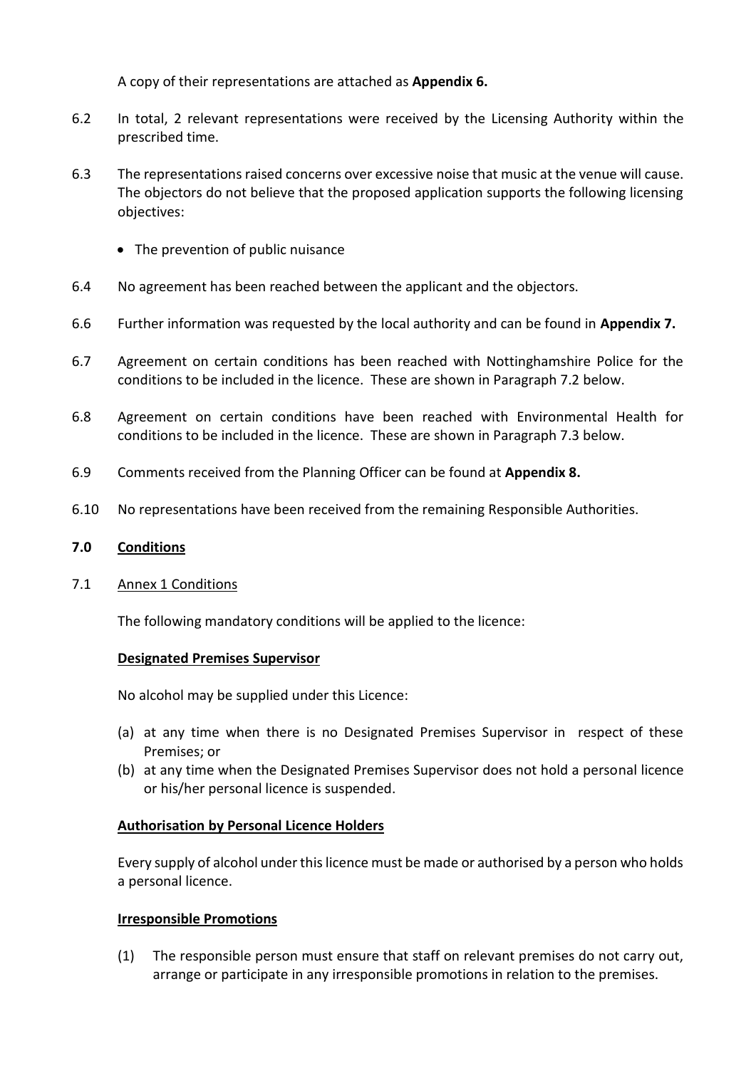A copy of their representations are attached as **Appendix 6.**

6.2 In total, 2 relevant representations were received by the Licensing Authority within the prescribed time.

6.3 The representations raised concerns over excessive noise that music at the venue will cause. The objectors do not believe that the proposed application supports the following licensing objectives:

- The prevention of public nuisance

6.4 No agreement has been reached between the applicant and the objectors.

6.6 Further information was requested by the local authority and can be found in **Appendix 7.**

6.7 Agreement on certain conditions has been reached with Nottinghamshire Police for the conditions to be included in the licence. These are shown in Paragraph 7.2 below.

6.8 Agreement on certain conditions have been reached with Environmental Health for conditions to be included in the licence. These are shown in Paragraph 7.3 below.

6.9 Comments received from the Planning Officer can be found at **Appendix 8.**

6.10 No representations have been received from the remaining Responsible Authorities.

## 7.0 Conditions

7.1 Annex 1 Conditions

The following mandatory conditions will be applied to the licence:

**Designated Premises Supervisor**

No alcohol may be supplied under this Licence:

(a) at any time when there is no Designated Premises Supervisor in respect of these Premises; or
(b) at any time when the Designated Premises Supervisor does not hold a personal licence or his/her personal licence is suspended.

**Authorisation by Personal Licence Holders**

Every supply of alcohol under this licence must be made or authorised by a person who holds a personal licence.

**Irresponsible Promotions**

(1) The responsible person must ensure that staff on relevant premises do not carry out, arrange or participate in any irresponsible promotions in relation to the premises.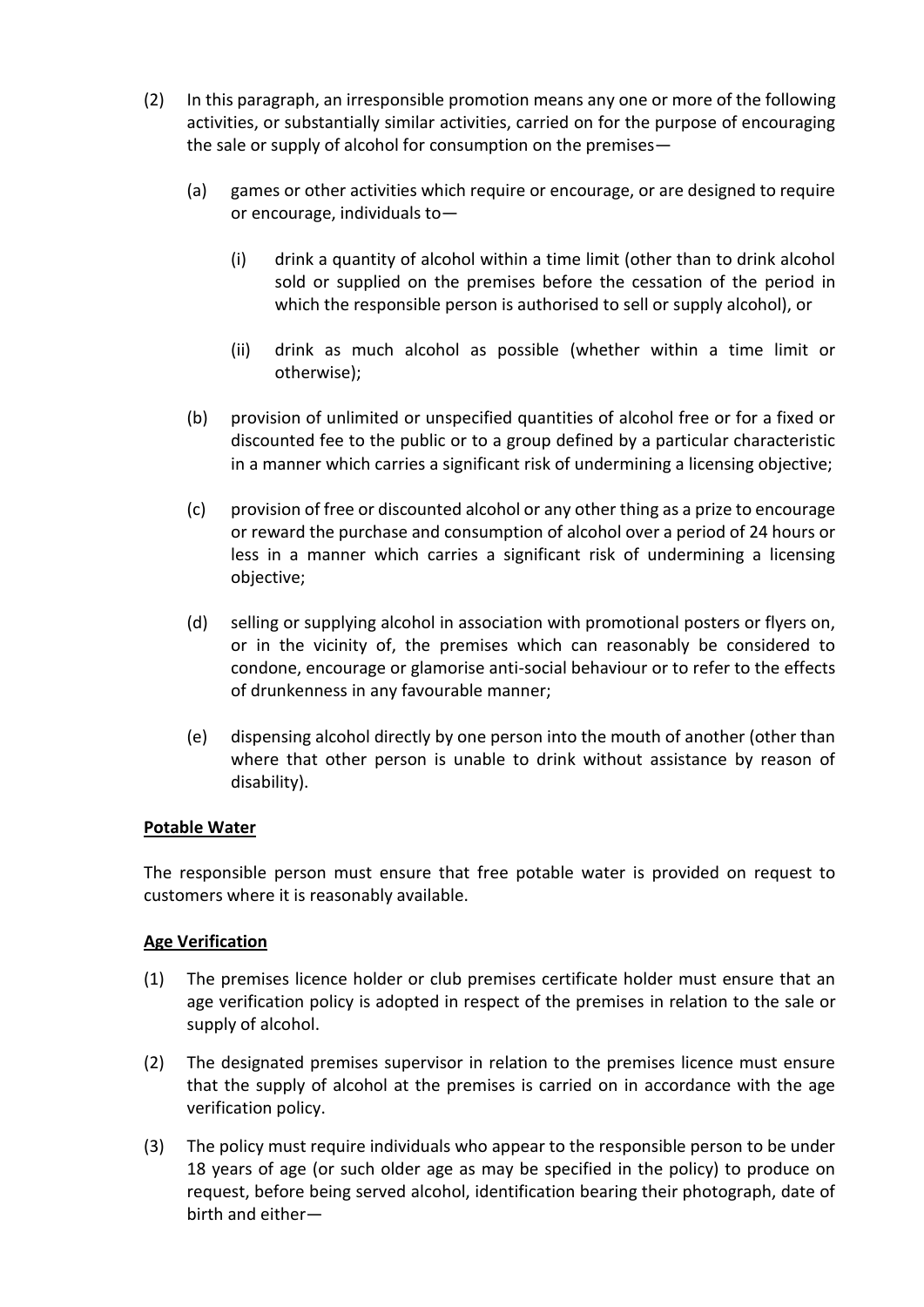(2) In this paragraph, an irresponsible promotion means any one or more of the following activities, or substantially similar activities, carried on for the purpose of encouraging the sale or supply of alcohol for consumption on the premises—

   (a) games or other activities which require or encourage, or are designed to require or encourage, individuals to—

      (i) drink a quantity of alcohol within a time limit (other than to drink alcohol sold or supplied on the premises before the cessation of the period in which the responsible person is authorised to sell or supply alcohol), or

      (ii) drink as much alcohol as possible (whether within a time limit or otherwise);

   (b) provision of unlimited or unspecified quantities of alcohol free or for a fixed or discounted fee to the public or to a group defined by a particular characteristic in a manner which carries a significant risk of undermining a licensing objective;

   (c) provision of free or discounted alcohol or any other thing as a prize to encourage or reward the purchase and consumption of alcohol over a period of 24 hours or less in a manner which carries a significant risk of undermining a licensing objective;

   (d) selling or supplying alcohol in association with promotional posters or flyers on, or in the vicinity of, the premises which can reasonably be considered to condone, encourage or glamorise anti-social behaviour or to refer to the effects of drunkenness in any favourable manner;

   (e) dispensing alcohol directly by one person into the mouth of another (other than where that other person is unable to drink without assistance by reason of disability).

**Potable Water**

The responsible person must ensure that free potable water is provided on request to customers where it is reasonably available.

**Age Verification**

(1) The premises licence holder or club premises certificate holder must ensure that an age verification policy is adopted in respect of the premises in relation to the sale or supply of alcohol.

(2) The designated premises supervisor in relation to the premises licence must ensure that the supply of alcohol at the premises is carried on in accordance with the age verification policy.

(3) The policy must require individuals who appear to the responsible person to be under 18 years of age (or such older age as may be specified in the policy) to produce on request, before being served alcohol, identification bearing their photograph, date of birth and either—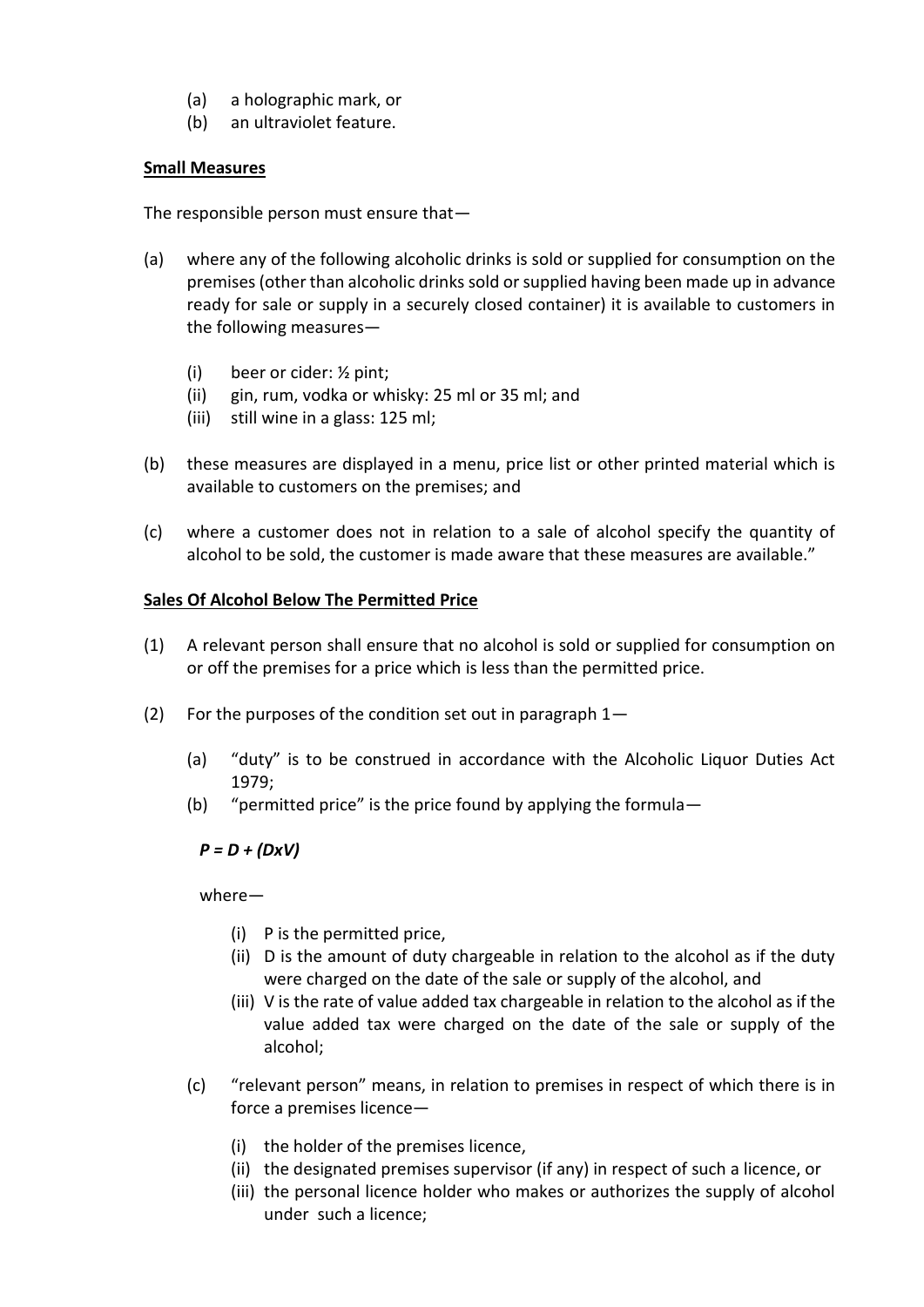(a) a holographic mark, or
(b) an ultraviolet feature.

**Small Measures**

The responsible person must ensure that—

(a) where any of the following alcoholic drinks is sold or supplied for consumption on the premises (other than alcoholic drinks sold or supplied having been made up in advance ready for sale or supply in a securely closed container) it is available to customers in the following measures—

  (i) beer or cider: ½ pint;
  (ii) gin, rum, vodka or whisky: 25 ml or 35 ml; and
  (iii) still wine in a glass: 125 ml;

(b) these measures are displayed in a menu, price list or other printed material which is available to customers on the premises; and

(c) where a customer does not in relation to a sale of alcohol specify the quantity of alcohol to be sold, the customer is made aware that these measures are available."

**Sales Of Alcohol Below The Permitted Price**

(1) A relevant person shall ensure that no alcohol is sold or supplied for consumption on or off the premises for a price which is less than the permitted price.

(2) For the purposes of the condition set out in paragraph 1—

  (a) "duty" is to be construed in accordance with the Alcoholic Liquor Duties Act 1979;
  (b) "permitted price" is the price found by applying the formula—

  $$P = D + (DxV)$$

  where—

    (i) P is the permitted price,
    (ii) D is the amount of duty chargeable in relation to the alcohol as if the duty were charged on the date of the sale or supply of the alcohol, and
    (iii) V is the rate of value added tax chargeable in relation to the alcohol as if the value added tax were charged on the date of the sale or supply of the alcohol;

  (c) "relevant person" means, in relation to premises in respect of which there is in force a premises licence—

    (i) the holder of the premises licence,
    (ii) the designated premises supervisor (if any) in respect of such a licence, or
    (iii) the personal licence holder who makes or authorizes the supply of alcohol under such a licence;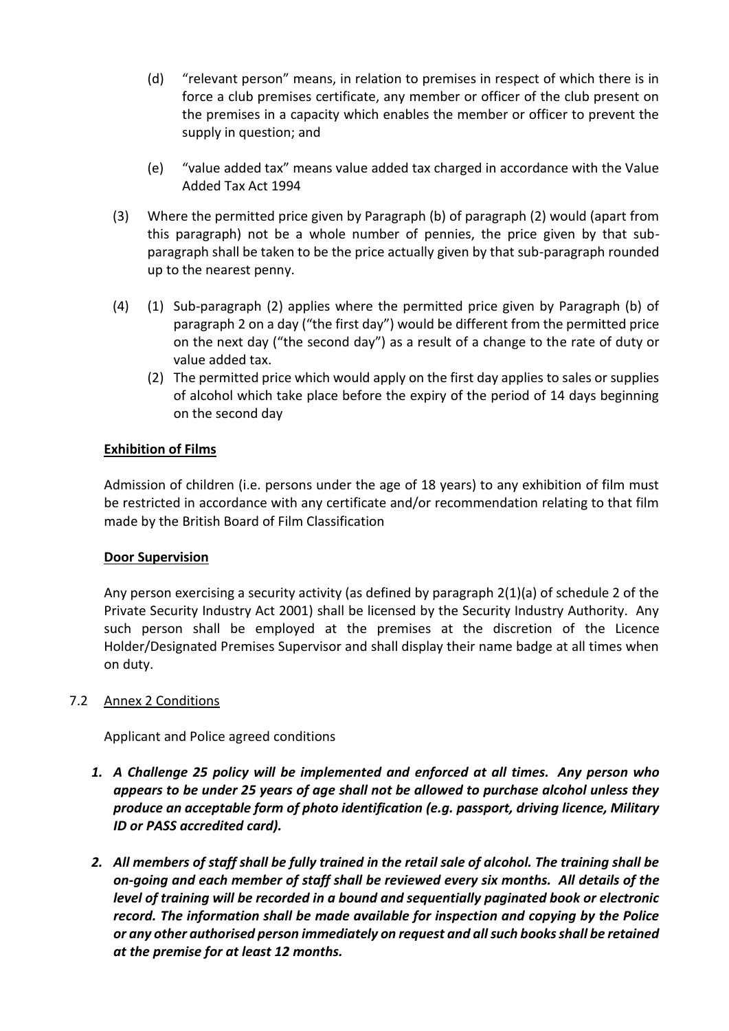(d) "relevant person" means, in relation to premises in respect of which there is in force a club premises certificate, any member or officer of the club present on the premises in a capacity which enables the member or officer to prevent the supply in question; and

(e) "value added tax" means value added tax charged in accordance with the Value Added Tax Act 1994

(3) Where the permitted price given by Paragraph (b) of paragraph (2) would (apart from this paragraph) not be a whole number of pennies, the price given by that sub-paragraph shall be taken to be the price actually given by that sub-paragraph rounded up to the nearest penny.

(4) (1) Sub-paragraph (2) applies where the permitted price given by Paragraph (b) of paragraph 2 on a day ("the first day") would be different from the permitted price on the next day ("the second day") as a result of a change to the rate of duty or value added tax.

(2) The permitted price which would apply on the first day applies to sales or supplies of alcohol which take place before the expiry of the period of 14 days beginning on the second day

**Exhibition of Films**

Admission of children (i.e. persons under the age of 18 years) to any exhibition of film must be restricted in accordance with any certificate and/or recommendation relating to that film made by the British Board of Film Classification

**Door Supervision**

Any person exercising a security activity (as defined by paragraph 2(1)(a) of schedule 2 of the Private Security Industry Act 2001) shall be licensed by the Security Industry Authority. Any such person shall be employed at the premises at the discretion of the Licence Holder/Designated Premises Supervisor and shall display their name badge at all times when on duty.

7.2 Annex 2 Conditions

Applicant and Police agreed conditions

1. ***A Challenge 25 policy will be implemented and enforced at all times. Any person who appears to be under 25 years of age shall not be allowed to purchase alcohol unless they produce an acceptable form of photo identification (e.g. passport, driving licence, Military ID or PASS accredited card).***

2. ***All members of staff shall be fully trained in the retail sale of alcohol. The training shall be on-going and each member of staff shall be reviewed every six months. All details of the level of training will be recorded in a bound and sequentially paginated book or electronic record. The information shall be made available for inspection and copying by the Police or any other authorised person immediately on request and all such books shall be retained at the premise for at least 12 months.***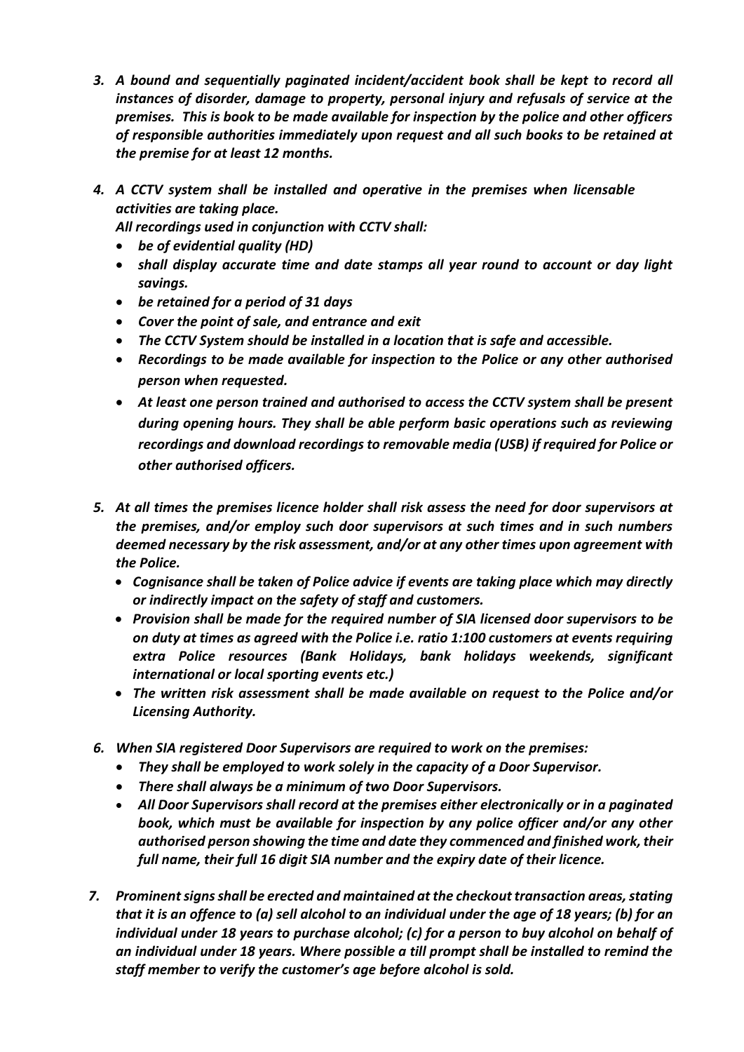3. ***A bound and sequentially paginated incident/accident book shall be kept to record all instances of disorder, damage to property, personal injury and refusals of service at the premises. This is book to be made available for inspection by the police and other officers of responsible authorities immediately upon request and all such books to be retained at the premise for at least 12 months.***

4. ***A CCTV system shall be installed and operative in the premises when licensable activities are taking place.***
   ***All recordings used in conjunction with CCTV shall:***
   - ***be of evidential quality (HD)***
   - ***shall display accurate time and date stamps all year round to account or day light savings.***
   - ***be retained for a period of 31 days***
   - ***Cover the point of sale, and entrance and exit***
   - ***The CCTV System should be installed in a location that is safe and accessible.***
   - ***Recordings to be made available for inspection to the Police or any other authorised person when requested.***
   - ***At least one person trained and authorised to access the CCTV system shall be present during opening hours. They shall be able perform basic operations such as reviewing recordings and download recordings to removable media (USB) if required for Police or other authorised officers.***

5. ***At all times the premises licence holder shall risk assess the need for door supervisors at the premises, and/or employ such door supervisors at such times and in such numbers deemed necessary by the risk assessment, and/or at any other times upon agreement with the Police.***
   - ***Cognisance shall be taken of Police advice if events are taking place which may directly or indirectly impact on the safety of staff and customers.***
   - ***Provision shall be made for the required number of SIA licensed door supervisors to be on duty at times as agreed with the Police i.e. ratio 1:100 customers at events requiring extra Police resources (Bank Holidays, bank holidays weekends, significant international or local sporting events etc.)***
   - ***The written risk assessment shall be made available on request to the Police and/or Licensing Authority.***

6. ***When SIA registered Door Supervisors are required to work on the premises:***
   - ***They shall be employed to work solely in the capacity of a Door Supervisor.***
   - ***There shall always be a minimum of two Door Supervisors.***
   - ***All Door Supervisors shall record at the premises either electronically or in a paginated book, which must be available for inspection by any police officer and/or any other authorised person showing the time and date they commenced and finished work, their full name, their full 16 digit SIA number and the expiry date of their licence.***

7. ***Prominent signs shall be erected and maintained at the checkout transaction areas, stating that it is an offence to (a) sell alcohol to an individual under the age of 18 years; (b) for an individual under 18 years to purchase alcohol; (c) for a person to buy alcohol on behalf of an individual under 18 years. Where possible a till prompt shall be installed to remind the staff member to verify the customer's age before alcohol is sold.***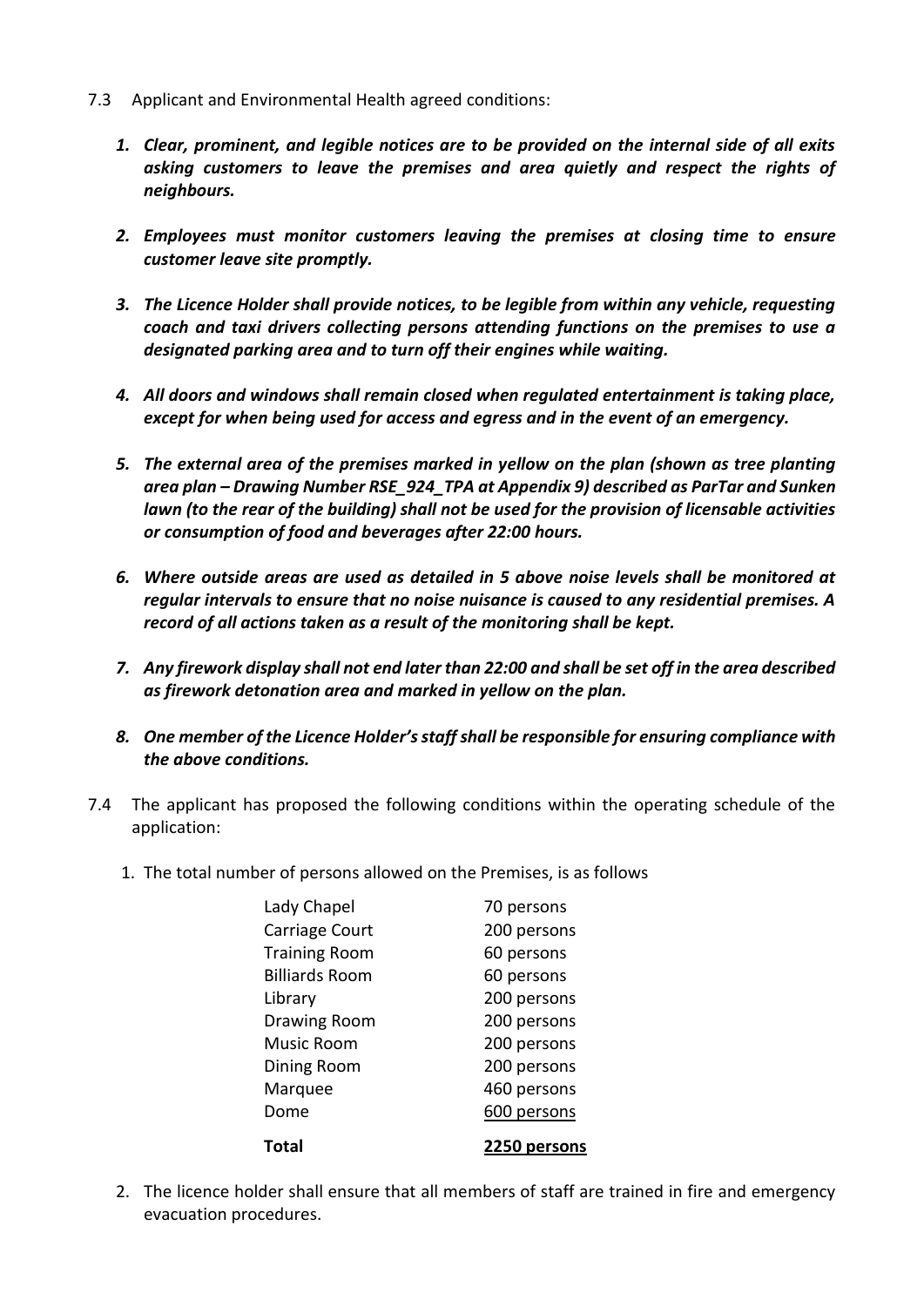7.3 Applicant and Environmental Health agreed conditions:

1. ***Clear, prominent, and legible notices are to be provided on the internal side of all exits asking customers to leave the premises and area quietly and respect the rights of neighbours.***

2. ***Employees must monitor customers leaving the premises at closing time to ensure customer leave site promptly.***

3. ***The Licence Holder shall provide notices, to be legible from within any vehicle, requesting coach and taxi drivers collecting persons attending functions on the premises to use a designated parking area and to turn off their engines while waiting.***

4. ***All doors and windows shall remain closed when regulated entertainment is taking place, except for when being used for access and egress and in the event of an emergency.***

5. ***The external area of the premises marked in yellow on the plan (shown as tree planting area plan – Drawing Number RSE_924_TPA at Appendix 9) described as ParTar and Sunken lawn (to the rear of the building) shall not be used for the provision of licensable activities or consumption of food and beverages after 22:00 hours.***

6. ***Where outside areas are used as detailed in 5 above noise levels shall be monitored at regular intervals to ensure that no noise nuisance is caused to any residential premises. A record of all actions taken as a result of the monitoring shall be kept.***

7. ***Any firework display shall not end later than 22:00 and shall be set off in the area described as firework detonation area and marked in yellow on the plan.***

8. ***One member of the Licence Holder's staff shall be responsible for ensuring compliance with the above conditions.***

7.4 The applicant has proposed the following conditions within the operating schedule of the application:

1. The total number of persons allowed on the Premises, is as follows

| | |
|---|---|
| Lady Chapel | 70 persons |
| Carriage Court | 200 persons |
| Training Room | 60 persons |
| Billiards Room | 60 persons |
| Library | 200 persons |
| Drawing Room | 200 persons |
| Music Room | 200 persons |
| Dining Room | 200 persons |
| Marquee | 460 persons |
| Dome | 600 persons |
| **Total** | **2250 persons** |

2. The licence holder shall ensure that all members of staff are trained in fire and emergency evacuation procedures.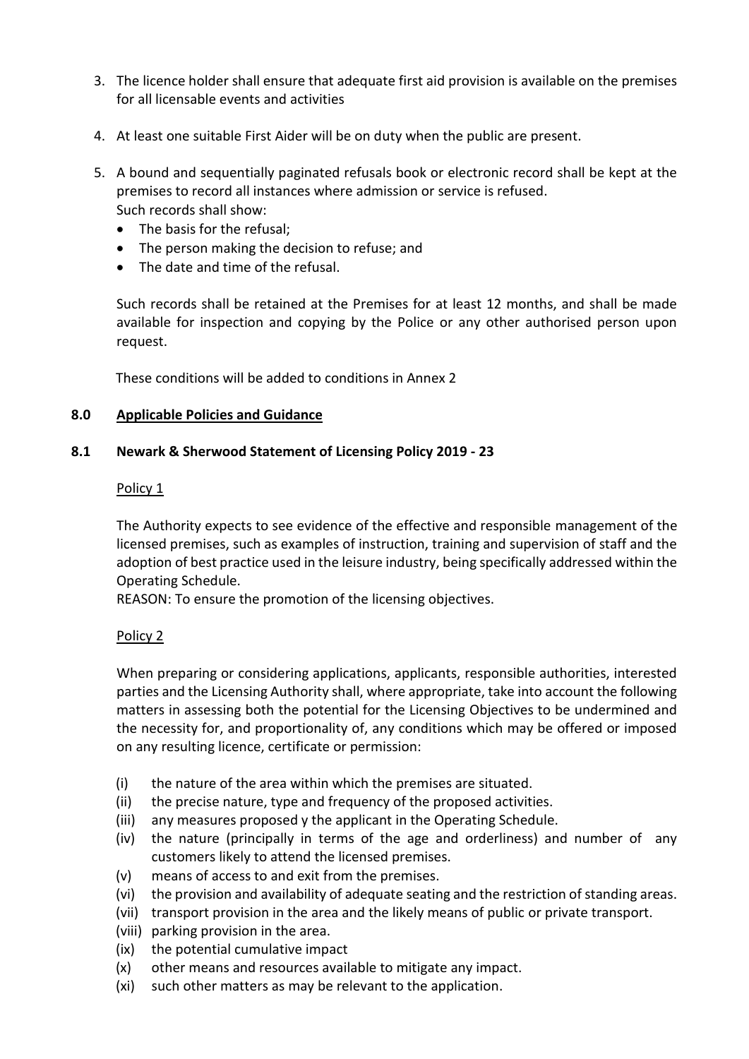3. The licence holder shall ensure that adequate first aid provision is available on the premises for all licensable events and activities

4. At least one suitable First Aider will be on duty when the public are present.

5. A bound and sequentially paginated refusals book or electronic record shall be kept at the premises to record all instances where admission or service is refused.
   Such records shall show:
   - The basis for the refusal;
   - The person making the decision to refuse; and
   - The date and time of the refusal.

   Such records shall be retained at the Premises for at least 12 months, and shall be made available for inspection and copying by the Police or any other authorised person upon request.

These conditions will be added to conditions in Annex 2

## 8.0 Applicable Policies and Guidance

### 8.1 Newark & Sherwood Statement of Licensing Policy 2019 - 23

Policy 1

The Authority expects to see evidence of the effective and responsible management of the licensed premises, such as examples of instruction, training and supervision of staff and the adoption of best practice used in the leisure industry, being specifically addressed within the Operating Schedule.
REASON: To ensure the promotion of the licensing objectives.

Policy 2

When preparing or considering applications, applicants, responsible authorities, interested parties and the Licensing Authority shall, where appropriate, take into account the following matters in assessing both the potential for the Licensing Objectives to be undermined and the necessity for, and proportionality of, any conditions which may be offered or imposed on any resulting licence, certificate or permission:

(i) the nature of the area within which the premises are situated.
(ii) the precise nature, type and frequency of the proposed activities.
(iii) any measures proposed y the applicant in the Operating Schedule.
(iv) the nature (principally in terms of the age and orderliness) and number of any customers likely to attend the licensed premises.
(v) means of access to and exit from the premises.
(vi) the provision and availability of adequate seating and the restriction of standing areas.
(vii) transport provision in the area and the likely means of public or private transport.
(viii) parking provision in the area.
(ix) the potential cumulative impact
(x) other means and resources available to mitigate any impact.
(xi) such other matters as may be relevant to the application.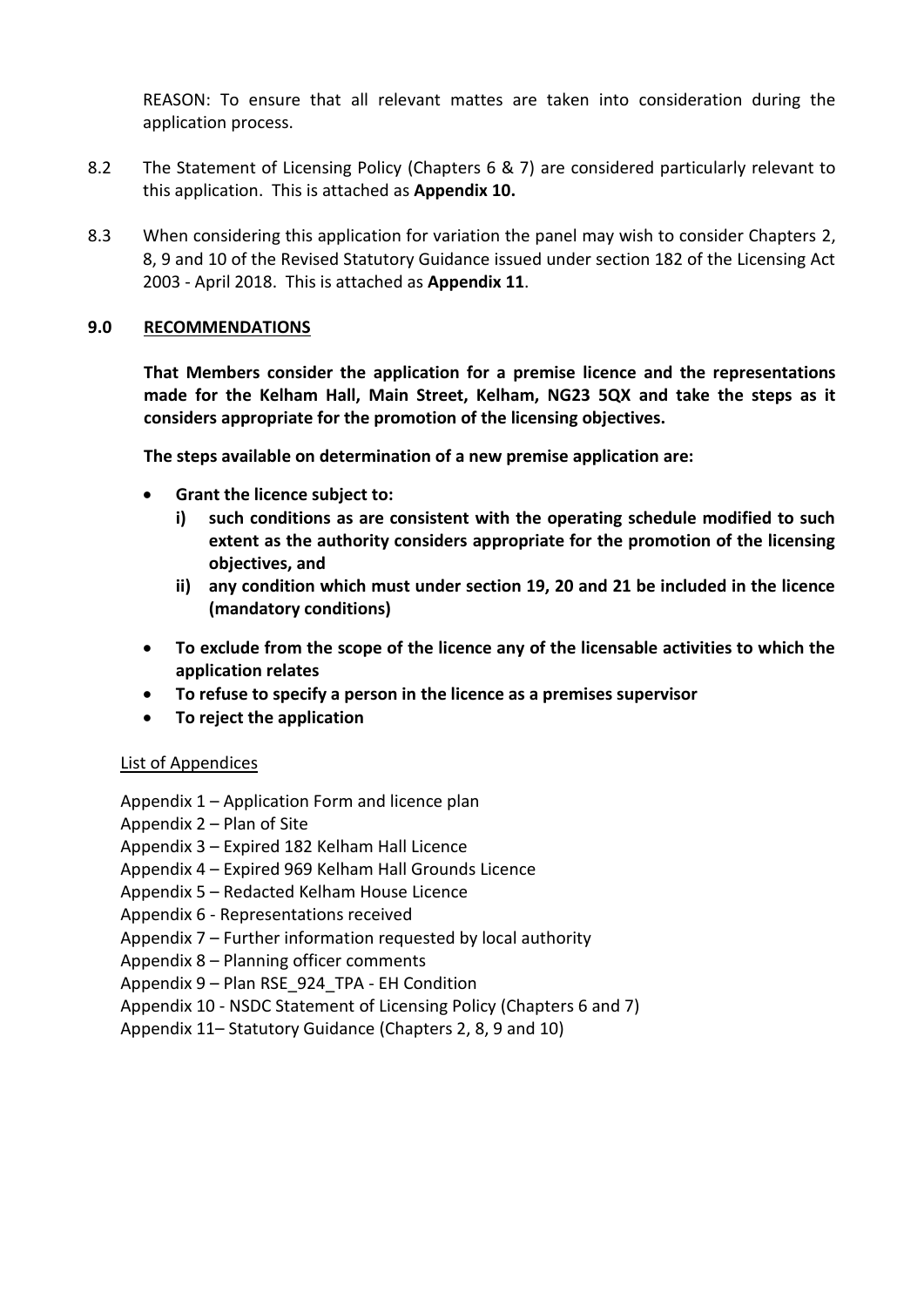REASON: To ensure that all relevant mattes are taken into consideration during the application process.

8.2 The Statement of Licensing Policy (Chapters 6 & 7) are considered particularly relevant to this application. This is attached as **Appendix 10.**

8.3 When considering this application for variation the panel may wish to consider Chapters 2, 8, 9 and 10 of the Revised Statutory Guidance issued under section 182 of the Licensing Act 2003 - April 2018. This is attached as **Appendix 11**.

## 9.0 RECOMMENDATIONS

**That Members consider the application for a premise licence and the representations made for the Kelham Hall, Main Street, Kelham, NG23 5QX and take the steps as it considers appropriate for the promotion of the licensing objectives.**

**The steps available on determination of a new premise application are:**

- **Grant the licence subject to:**
  - **i) such conditions as are consistent with the operating schedule modified to such extent as the authority considers appropriate for the promotion of the licensing objectives, and**
  - **ii) any condition which must under section 19, 20 and 21 be included in the licence (mandatory conditions)**
- **To exclude from the scope of the licence any of the licensable activities to which the application relates**
- **To refuse to specify a person in the licence as a premises supervisor**
- **To reject the application**

List of Appendices

Appendix 1 – Application Form and licence plan
Appendix 2 – Plan of Site
Appendix 3 – Expired 182 Kelham Hall Licence
Appendix 4 – Expired 969 Kelham Hall Grounds Licence
Appendix 5 – Redacted Kelham House Licence
Appendix 6 - Representations received
Appendix 7 – Further information requested by local authority
Appendix 8 – Planning officer comments
Appendix 9 – Plan RSE_924_TPA - EH Condition
Appendix 10 - NSDC Statement of Licensing Policy (Chapters 6 and 7)
Appendix 11– Statutory Guidance (Chapters 2, 8, 9 and 10)